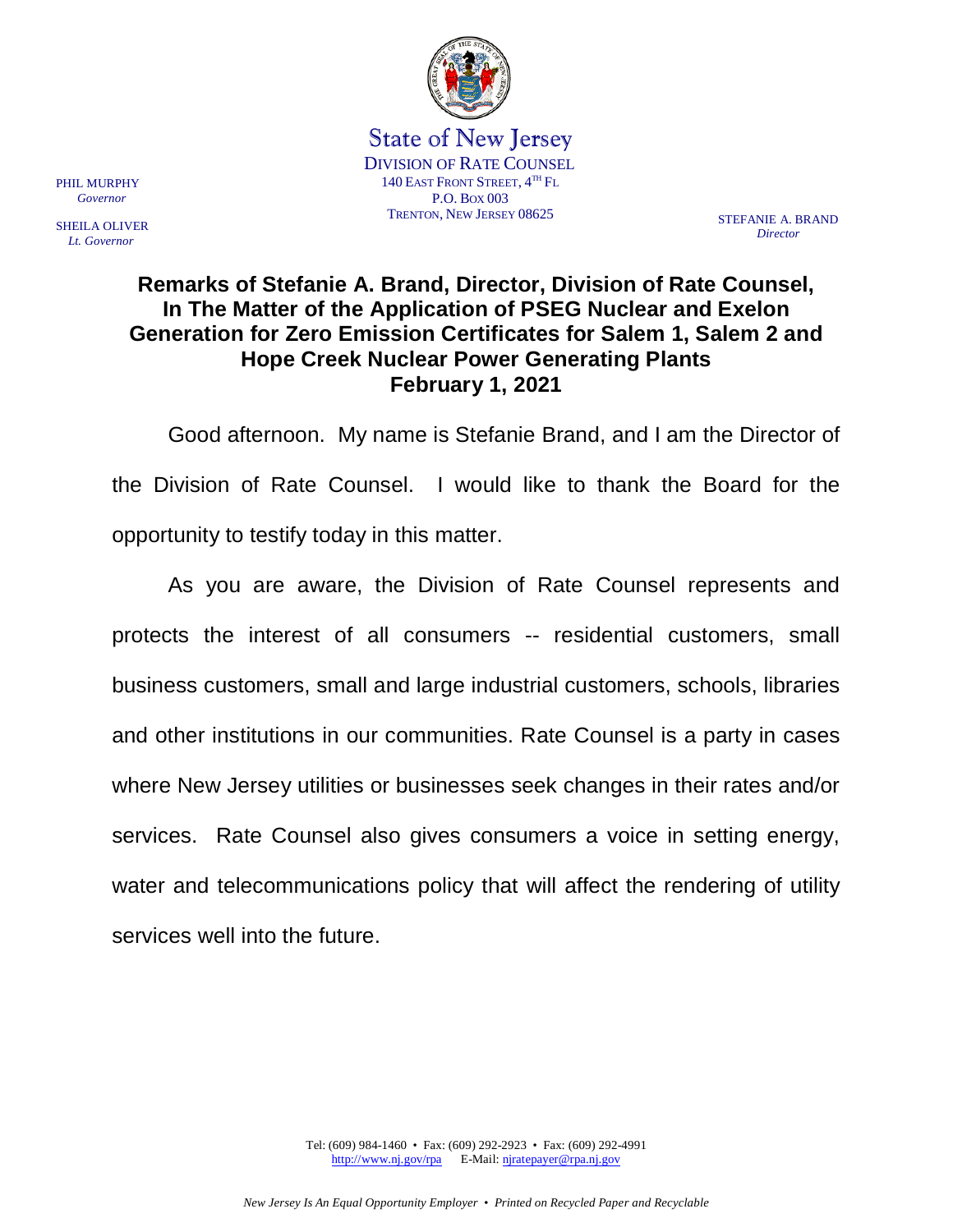State of New Jersey
DIVISION OF RATE COUNSEL
140 EAST FRONT STREET, 4TH FL
P.O. BOX 003
TRENTON, NEW JERSEY 08625

PHIL MURPHY
*Governor*

SHEILA OLIVER
*Lt. Governor*

STEFANIE A. BRAND
*Director*

# Remarks of Stefanie A. Brand, Director, Division of Rate Counsel, In The Matter of the Application of PSEG Nuclear and Exelon Generation for Zero Emission Certificates for Salem 1, Salem 2 and Hope Creek Nuclear Power Generating Plants February 1, 2021

Good afternoon. My name is Stefanie Brand, and I am the Director of the Division of Rate Counsel. I would like to thank the Board for the opportunity to testify today in this matter.

As you are aware, the Division of Rate Counsel represents and protects the interest of all consumers -- residential customers, small business customers, small and large industrial customers, schools, libraries and other institutions in our communities. Rate Counsel is a party in cases where New Jersey utilities or businesses seek changes in their rates and/or services. Rate Counsel also gives consumers a voice in setting energy, water and telecommunications policy that will affect the rendering of utility services well into the future.

Tel: (609) 984-1460 • Fax: (609) 292-2923 • Fax: (609) 292-4991
http://www.nj.gov/rpa E-Mail: njratepayer@rpa.nj.gov

*New Jersey Is An Equal Opportunity Employer • Printed on Recycled Paper and Recyclable*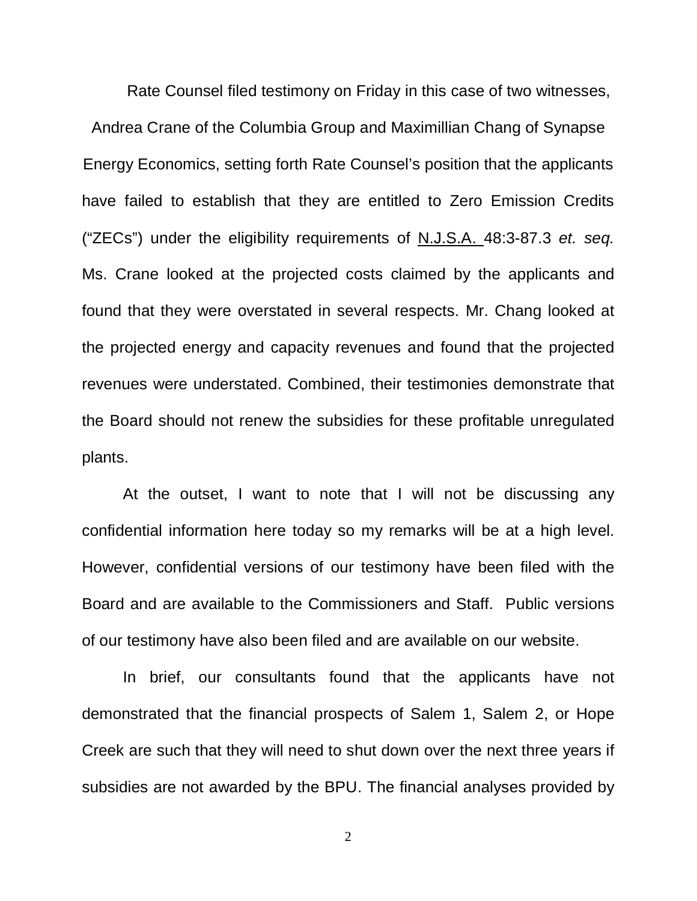Rate Counsel filed testimony on Friday in this case of two witnesses, Andrea Crane of the Columbia Group and Maximillian Chang of Synapse Energy Economics, setting forth Rate Counsel's position that the applicants have failed to establish that they are entitled to Zero Emission Credits ("ZECs") under the eligibility requirements of N.J.S.A. 48:3-87.3 *et. seq.* Ms. Crane looked at the projected costs claimed by the applicants and found that they were overstated in several respects. Mr. Chang looked at the projected energy and capacity revenues and found that the projected revenues were understated. Combined, their testimonies demonstrate that the Board should not renew the subsidies for these profitable unregulated plants.

At the outset, I want to note that I will not be discussing any confidential information here today so my remarks will be at a high level. However, confidential versions of our testimony have been filed with the Board and are available to the Commissioners and Staff. Public versions of our testimony have also been filed and are available on our website.

In brief, our consultants found that the applicants have not demonstrated that the financial prospects of Salem 1, Salem 2, or Hope Creek are such that they will need to shut down over the next three years if subsidies are not awarded by the BPU. The financial analyses provided by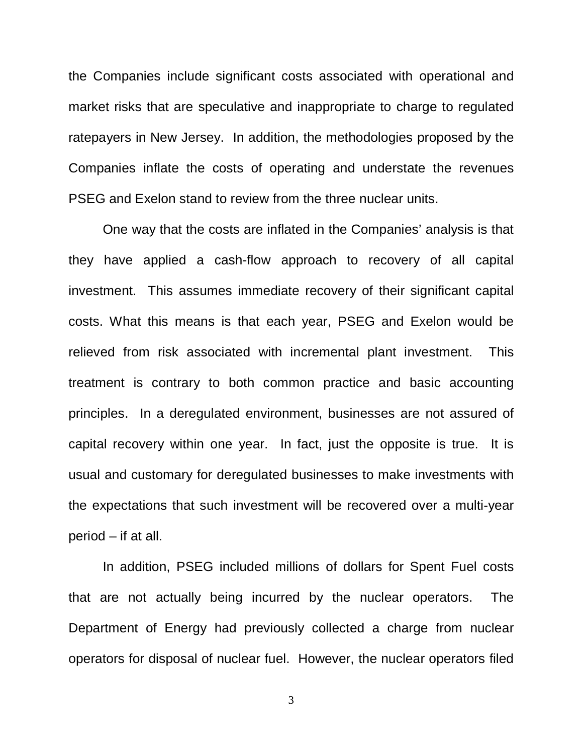the Companies include significant costs associated with operational and market risks that are speculative and inappropriate to charge to regulated ratepayers in New Jersey. In addition, the methodologies proposed by the Companies inflate the costs of operating and understate the revenues PSEG and Exelon stand to review from the three nuclear units.

One way that the costs are inflated in the Companies' analysis is that they have applied a cash-flow approach to recovery of all capital investment. This assumes immediate recovery of their significant capital costs. What this means is that each year, PSEG and Exelon would be relieved from risk associated with incremental plant investment. This treatment is contrary to both common practice and basic accounting principles. In a deregulated environment, businesses are not assured of capital recovery within one year. In fact, just the opposite is true. It is usual and customary for deregulated businesses to make investments with the expectations that such investment will be recovered over a multi-year period – if at all.

In addition, PSEG included millions of dollars for Spent Fuel costs that are not actually being incurred by the nuclear operators. The Department of Energy had previously collected a charge from nuclear operators for disposal of nuclear fuel. However, the nuclear operators filed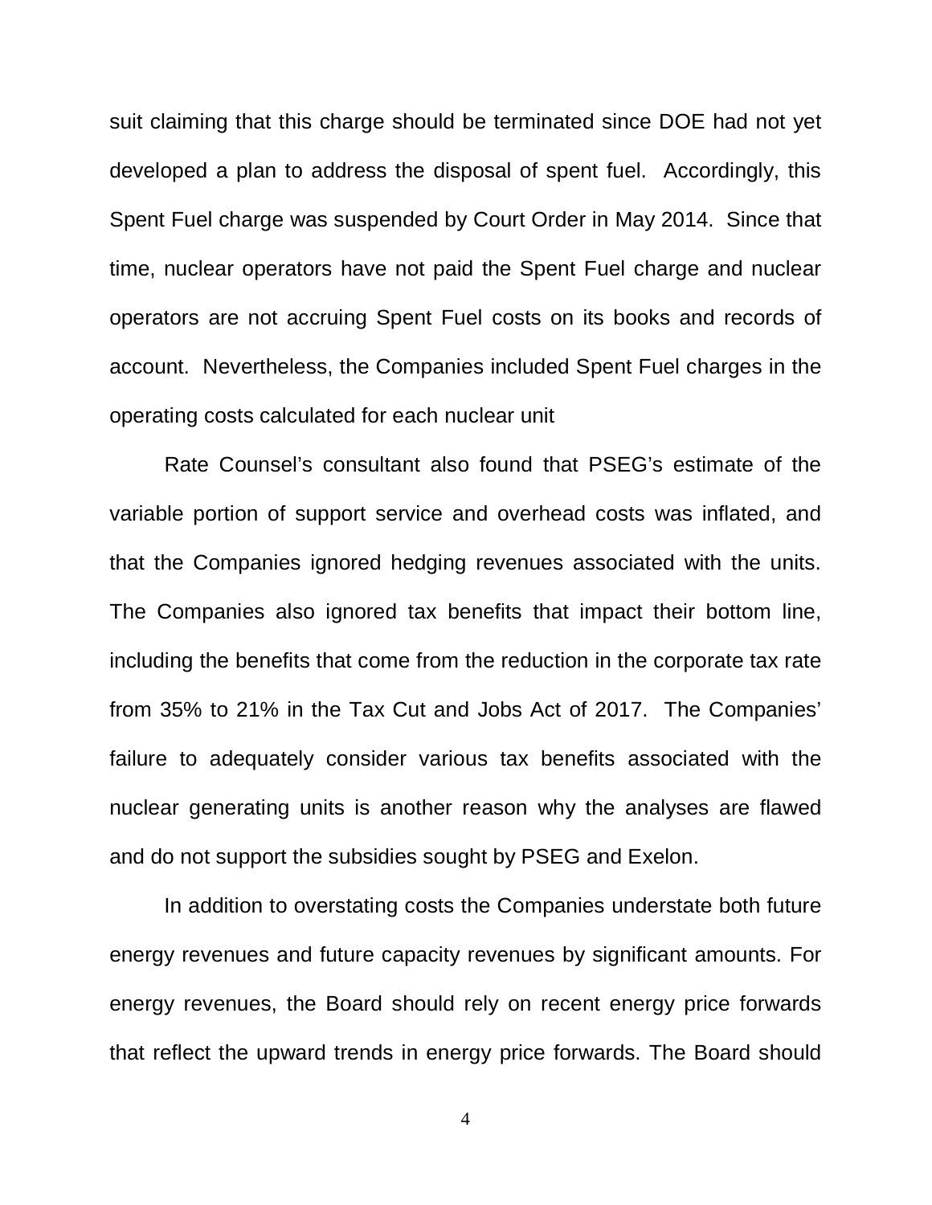suit claiming that this charge should be terminated since DOE had not yet developed a plan to address the disposal of spent fuel. Accordingly, this Spent Fuel charge was suspended by Court Order in May 2014. Since that time, nuclear operators have not paid the Spent Fuel charge and nuclear operators are not accruing Spent Fuel costs on its books and records of account. Nevertheless, the Companies included Spent Fuel charges in the operating costs calculated for each nuclear unit

Rate Counsel's consultant also found that PSEG's estimate of the variable portion of support service and overhead costs was inflated, and that the Companies ignored hedging revenues associated with the units. The Companies also ignored tax benefits that impact their bottom line, including the benefits that come from the reduction in the corporate tax rate from 35% to 21% in the Tax Cut and Jobs Act of 2017. The Companies' failure to adequately consider various tax benefits associated with the nuclear generating units is another reason why the analyses are flawed and do not support the subsidies sought by PSEG and Exelon.

In addition to overstating costs the Companies understate both future energy revenues and future capacity revenues by significant amounts. For energy revenues, the Board should rely on recent energy price forwards that reflect the upward trends in energy price forwards. The Board should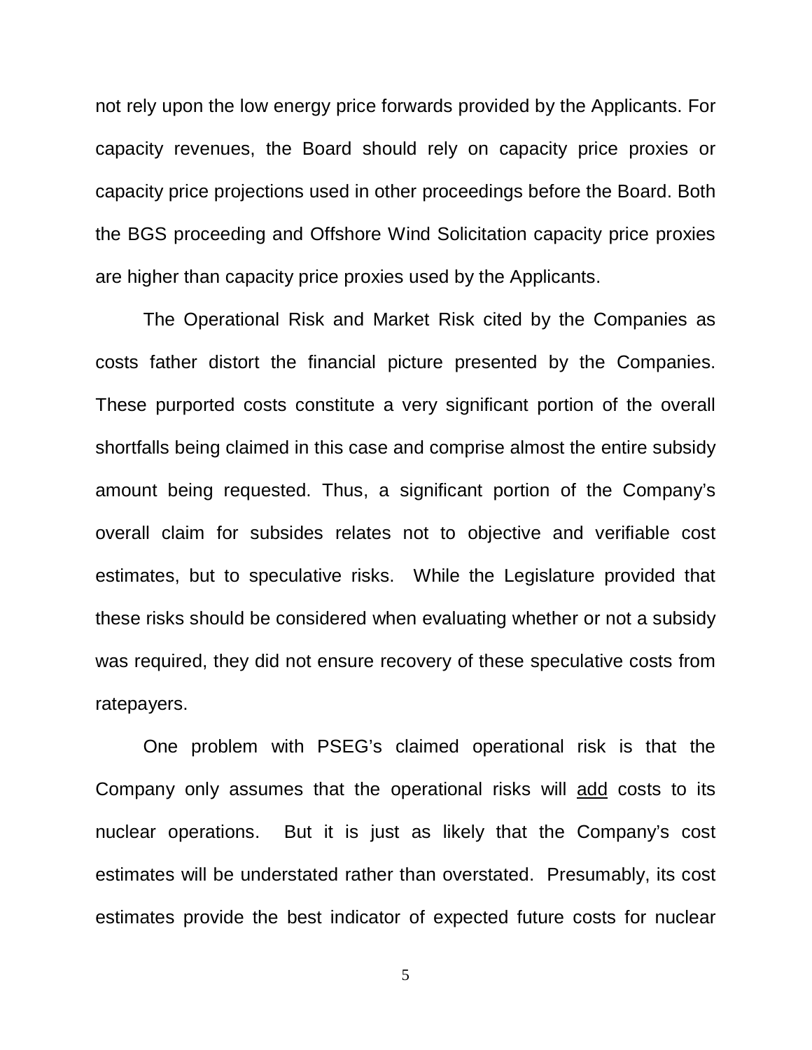not rely upon the low energy price forwards provided by the Applicants. For capacity revenues, the Board should rely on capacity price proxies or capacity price projections used in other proceedings before the Board. Both the BGS proceeding and Offshore Wind Solicitation capacity price proxies are higher than capacity price proxies used by the Applicants.

The Operational Risk and Market Risk cited by the Companies as costs father distort the financial picture presented by the Companies. These purported costs constitute a very significant portion of the overall shortfalls being claimed in this case and comprise almost the entire subsidy amount being requested. Thus, a significant portion of the Company's overall claim for subsides relates not to objective and verifiable cost estimates, but to speculative risks. While the Legislature provided that these risks should be considered when evaluating whether or not a subsidy was required, they did not ensure recovery of these speculative costs from ratepayers.

One problem with PSEG's claimed operational risk is that the Company only assumes that the operational risks will <u>add</u> costs to its nuclear operations. But it is just as likely that the Company's cost estimates will be understated rather than overstated. Presumably, its cost estimates provide the best indicator of expected future costs for nuclear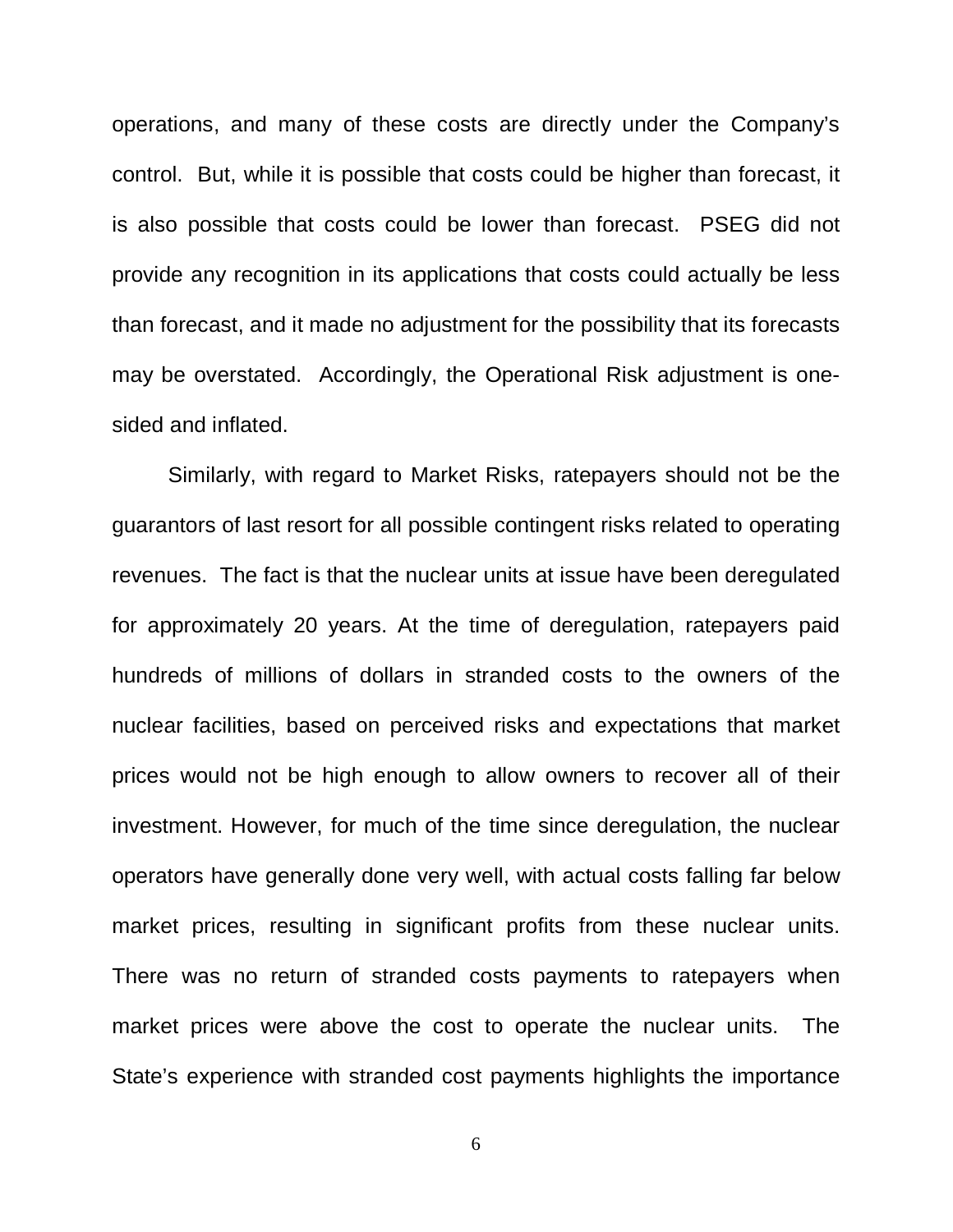operations, and many of these costs are directly under the Company's control. But, while it is possible that costs could be higher than forecast, it is also possible that costs could be lower than forecast. PSEG did not provide any recognition in its applications that costs could actually be less than forecast, and it made no adjustment for the possibility that its forecasts may be overstated. Accordingly, the Operational Risk adjustment is one-sided and inflated.

Similarly, with regard to Market Risks, ratepayers should not be the guarantors of last resort for all possible contingent risks related to operating revenues. The fact is that the nuclear units at issue have been deregulated for approximately 20 years. At the time of deregulation, ratepayers paid hundreds of millions of dollars in stranded costs to the owners of the nuclear facilities, based on perceived risks and expectations that market prices would not be high enough to allow owners to recover all of their investment. However, for much of the time since deregulation, the nuclear operators have generally done very well, with actual costs falling far below market prices, resulting in significant profits from these nuclear units. There was no return of stranded costs payments to ratepayers when market prices were above the cost to operate the nuclear units. The State's experience with stranded cost payments highlights the importance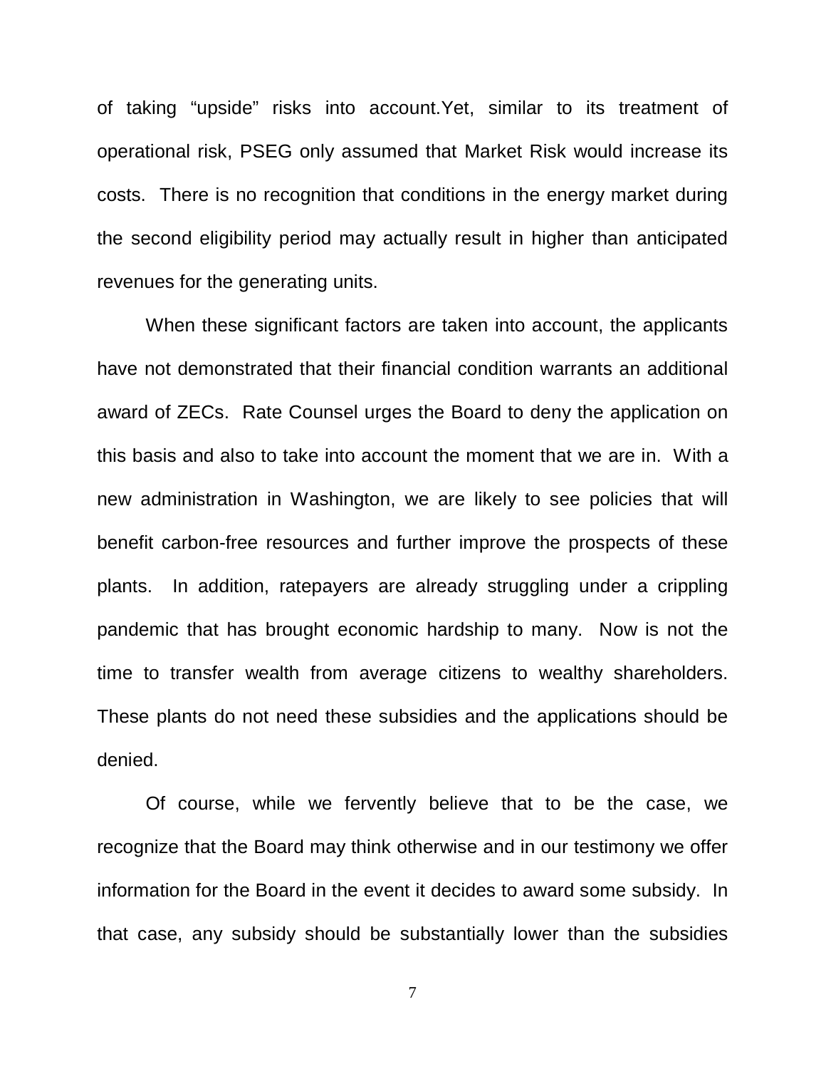of taking "upside" risks into account.Yet, similar to its treatment of operational risk, PSEG only assumed that Market Risk would increase its costs. There is no recognition that conditions in the energy market during the second eligibility period may actually result in higher than anticipated revenues for the generating units.

When these significant factors are taken into account, the applicants have not demonstrated that their financial condition warrants an additional award of ZECs. Rate Counsel urges the Board to deny the application on this basis and also to take into account the moment that we are in. With a new administration in Washington, we are likely to see policies that will benefit carbon-free resources and further improve the prospects of these plants. In addition, ratepayers are already struggling under a crippling pandemic that has brought economic hardship to many. Now is not the time to transfer wealth from average citizens to wealthy shareholders. These plants do not need these subsidies and the applications should be denied.

Of course, while we fervently believe that to be the case, we recognize that the Board may think otherwise and in our testimony we offer information for the Board in the event it decides to award some subsidy. In that case, any subsidy should be substantially lower than the subsidies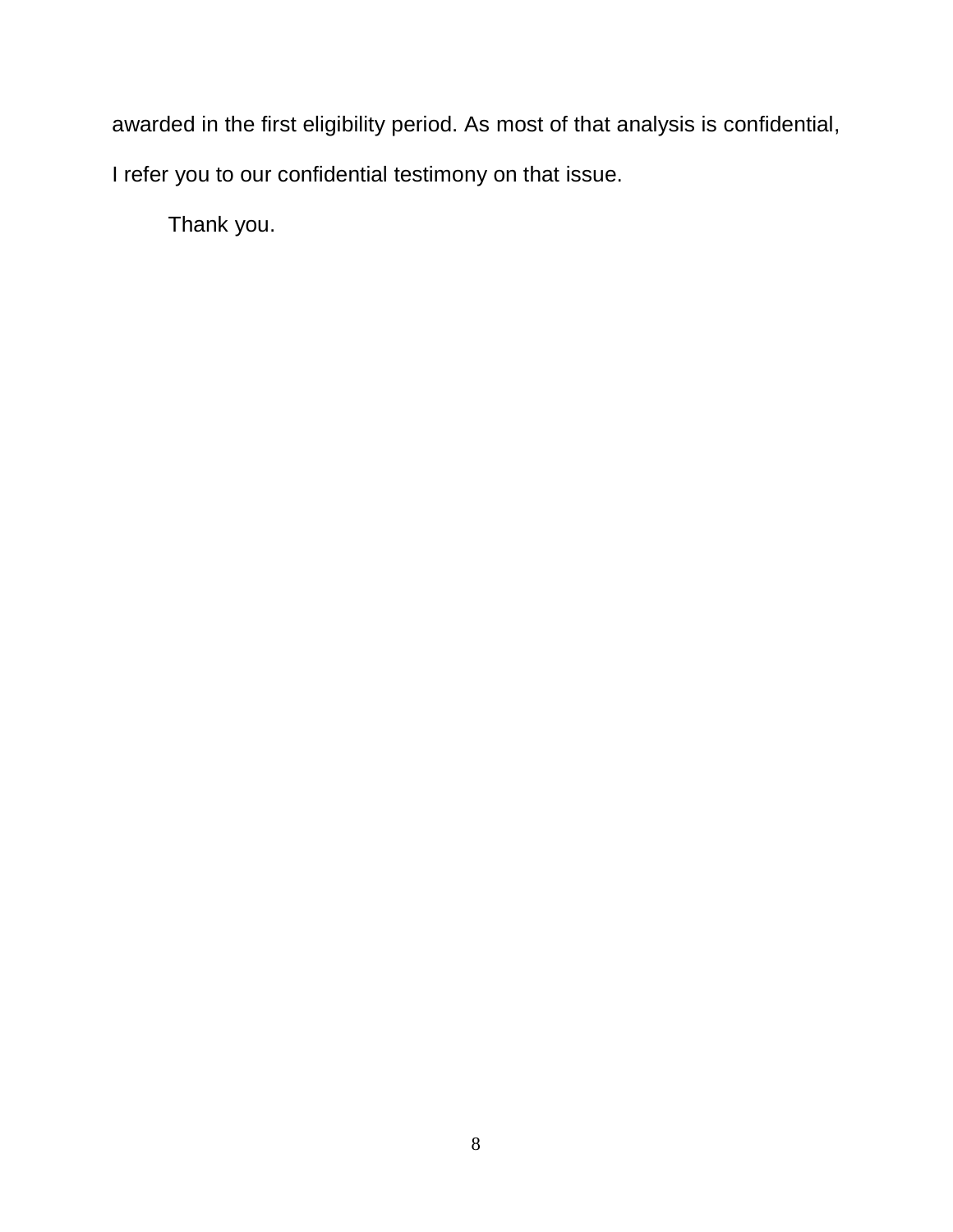awarded in the first eligibility period. As most of that analysis is confidential, I refer you to our confidential testimony on that issue.

Thank you.